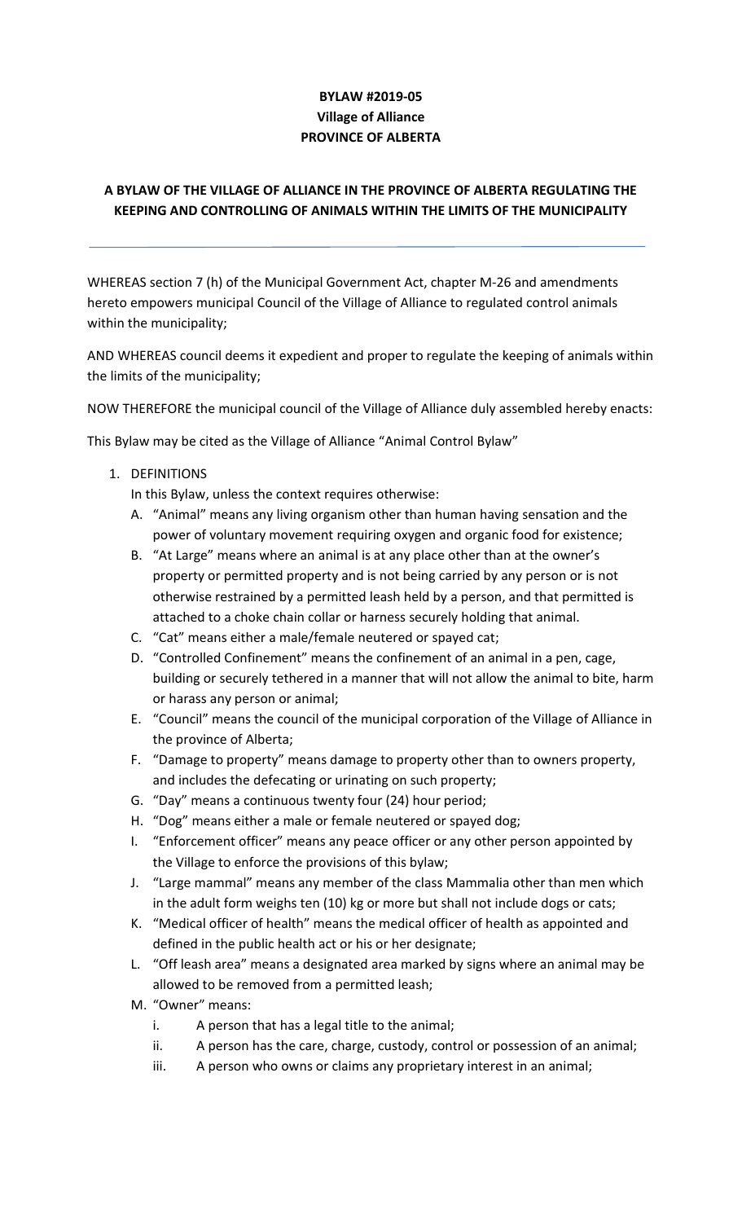**BYLAW #2019-05**
**Village of Alliance**
**PROVINCE OF ALBERTA**

# A BYLAW OF THE VILLAGE OF ALLIANCE IN THE PROVINCE OF ALBERTA REGULATING THE KEEPING AND CONTROLLING OF ANIMALS WITHIN THE LIMITS OF THE MUNICIPALITY

---

WHEREAS section 7 (h) of the Municipal Government Act, chapter M-26 and amendments hereto empowers municipal Council of the Village of Alliance to regulated control animals within the municipality;

AND WHEREAS council deems it expedient and proper to regulate the keeping of animals within the limits of the municipality;

NOW THEREFORE the municipal council of the Village of Alliance duly assembled hereby enacts:

This Bylaw may be cited as the Village of Alliance "Animal Control Bylaw"

1. DEFINITIONS

   In this Bylaw, unless the context requires otherwise:

   A. "Animal" means any living organism other than human having sensation and the power of voluntary movement requiring oxygen and organic food for existence;
   B. "At Large" means where an animal is at any place other than at the owner's property or permitted property and is not being carried by any person or is not otherwise restrained by a permitted leash held by a person, and that permitted is attached to a choke chain collar or harness securely holding that animal.
   C. "Cat" means either a male/female neutered or spayed cat;
   D. "Controlled Confinement" means the confinement of an animal in a pen, cage, building or securely tethered in a manner that will not allow the animal to bite, harm or harass any person or animal;
   E. "Council" means the council of the municipal corporation of the Village of Alliance in the province of Alberta;
   F. "Damage to property" means damage to property other than to owners property, and includes the defecating or urinating on such property;
   G. "Day" means a continuous twenty four (24) hour period;
   H. "Dog" means either a male or female neutered or spayed dog;
   I. "Enforcement officer" means any peace officer or any other person appointed by the Village to enforce the provisions of this bylaw;
   J. "Large mammal" means any member of the class Mammalia other than men which in the adult form weighs ten (10) kg or more but shall not include dogs or cats;
   K. "Medical officer of health" means the medical officer of health as appointed and defined in the public health act or his or her designate;
   L. "Off leash area" means a designated area marked by signs where an animal may be allowed to be removed from a permitted leash;
   M. "Owner" means:
      i. A person that has a legal title to the animal;
      ii. A person has the care, charge, custody, control or possession of an animal;
      iii. A person who owns or claims any proprietary interest in an animal;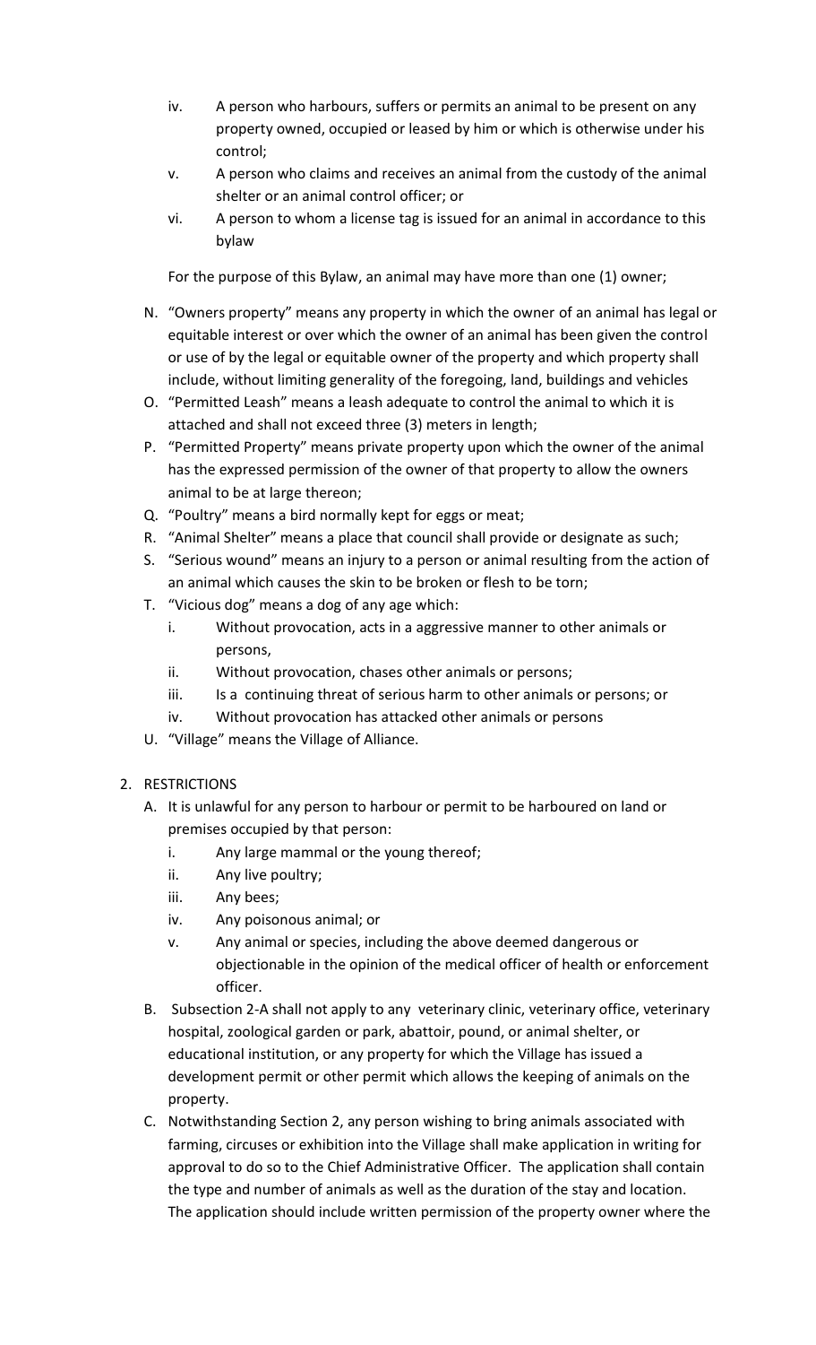iv. A person who harbours, suffers or permits an animal to be present on any property owned, occupied or leased by him or which is otherwise under his control;

v. A person who claims and receives an animal from the custody of the animal shelter or an animal control officer; or

vi. A person to whom a license tag is issued for an animal in accordance to this bylaw

For the purpose of this Bylaw, an animal may have more than one (1) owner;

N. “Owners property” means any property in which the owner of an animal has legal or equitable interest or over which the owner of an animal has been given the control or use of by the legal or equitable owner of the property and which property shall include, without limiting generality of the foregoing, land, buildings and vehicles

O. “Permitted Leash” means a leash adequate to control the animal to which it is attached and shall not exceed three (3) meters in length;

P. “Permitted Property” means private property upon which the owner of the animal has the expressed permission of the owner of that property to allow the owners animal to be at large thereon;

Q. “Poultry” means a bird normally kept for eggs or meat;

R. “Animal Shelter” means a place that council shall provide or designate as such;

S. “Serious wound” means an injury to a person or animal resulting from the action of an animal which causes the skin to be broken or flesh to be torn;

T. “Vicious dog” means a dog of any age which:

   i. Without provocation, acts in a aggressive manner to other animals or persons,
   
   ii. Without provocation, chases other animals or persons;
   
   iii. Is a continuing threat of serious harm to other animals or persons; or
   
   iv. Without provocation has attacked other animals or persons

U. “Village” means the Village of Alliance.

2. RESTRICTIONS

   A. It is unlawful for any person to harbour or permit to be harboured on land or premises occupied by that person:
   
      i. Any large mammal or the young thereof;
      
      ii. Any live poultry;
      
      iii. Any bees;
      
      iv. Any poisonous animal; or
      
      v. Any animal or species, including the above deemed dangerous or objectionable in the opinion of the medical officer of health or enforcement officer.

   B. Subsection 2-A shall not apply to any veterinary clinic, veterinary office, veterinary hospital, zoological garden or park, abattoir, pound, or animal shelter, or educational institution, or any property for which the Village has issued a development permit or other permit which allows the keeping of animals on the property.

   C. Notwithstanding Section 2, any person wishing to bring animals associated with farming, circuses or exhibition into the Village shall make application in writing for approval to do so to the Chief Administrative Officer. The application shall contain the type and number of animals as well as the duration of the stay and location. The application should include written permission of the property owner where the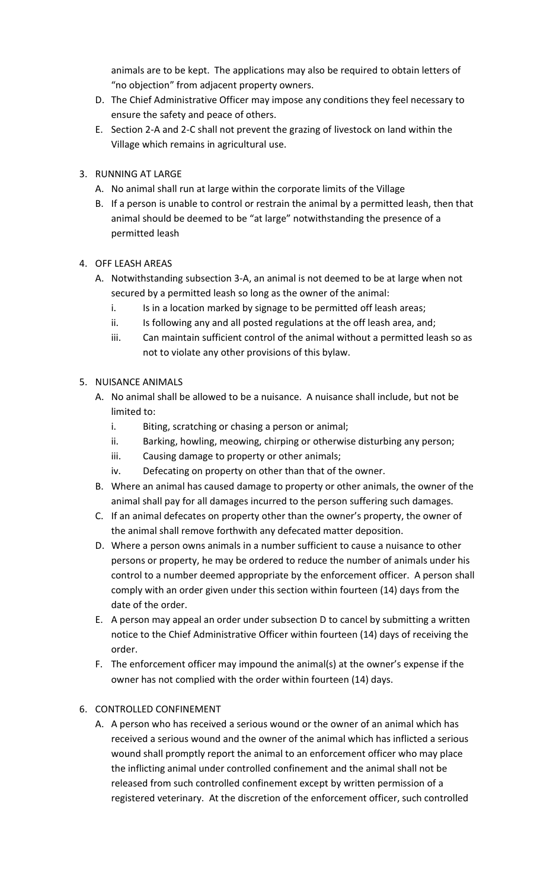animals are to be kept. The applications may also be required to obtain letters of "no objection" from adjacent property owners.

D. The Chief Administrative Officer may impose any conditions they feel necessary to ensure the safety and peace of others.

E. Section 2-A and 2-C shall not prevent the grazing of livestock on land within the Village which remains in agricultural use.

3. RUNNING AT LARGE
   - A. No animal shall run at large within the corporate limits of the Village
   - B. If a person is unable to control or restrain the animal by a permitted leash, then that animal should be deemed to be "at large" notwithstanding the presence of a permitted leash

4. OFF LEASH AREAS
   - A. Notwithstanding subsection 3-A, an animal is not deemed to be at large when not secured by a permitted leash so long as the owner of the animal:
     - i. Is in a location marked by signage to be permitted off leash areas;
     - ii. Is following any and all posted regulations at the off leash area, and;
     - iii. Can maintain sufficient control of the animal without a permitted leash so as not to violate any other provisions of this bylaw.

5. NUISANCE ANIMALS
   - A. No animal shall be allowed to be a nuisance. A nuisance shall include, but not be limited to:
     - i. Biting, scratching or chasing a person or animal;
     - ii. Barking, howling, meowing, chirping or otherwise disturbing any person;
     - iii. Causing damage to property or other animals;
     - iv. Defecating on property on other than that of the owner.
   - B. Where an animal has caused damage to property or other animals, the owner of the animal shall pay for all damages incurred to the person suffering such damages.
   - C. If an animal defecates on property other than the owner's property, the owner of the animal shall remove forthwith any defecated matter deposition.
   - D. Where a person owns animals in a number sufficient to cause a nuisance to other persons or property, he may be ordered to reduce the number of animals under his control to a number deemed appropriate by the enforcement officer. A person shall comply with an order given under this section within fourteen (14) days from the date of the order.
   - E. A person may appeal an order under subsection D to cancel by submitting a written notice to the Chief Administrative Officer within fourteen (14) days of receiving the order.
   - F. The enforcement officer may impound the animal(s) at the owner's expense if the owner has not complied with the order within fourteen (14) days.

6. CONTROLLED CONFINEMENT
   - A. A person who has received a serious wound or the owner of an animal which has received a serious wound and the owner of the animal which has inflicted a serious wound shall promptly report the animal to an enforcement officer who may place the inflicting animal under controlled confinement and the animal shall not be released from such controlled confinement except by written permission of a registered veterinary. At the discretion of the enforcement officer, such controlled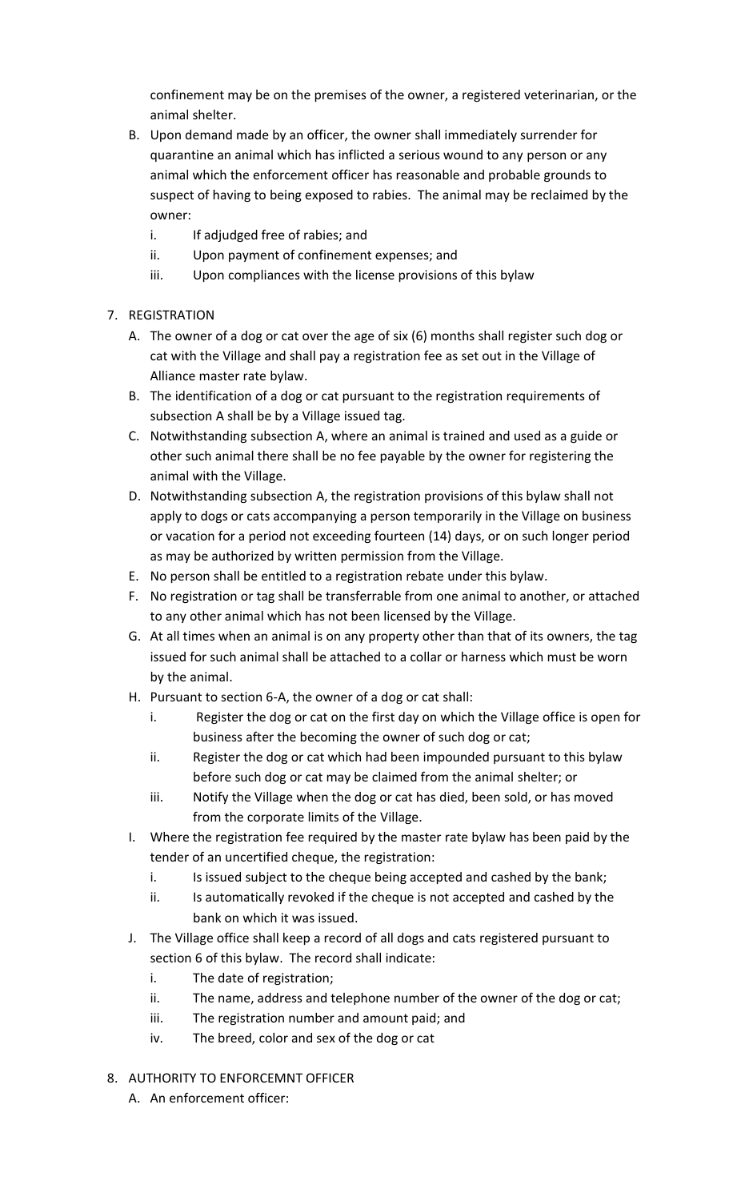confinement may be on the premises of the owner, a registered veterinarian, or the animal shelter.

B. Upon demand made by an officer, the owner shall immediately surrender for quarantine an animal which has inflicted a serious wound to any person or any animal which the enforcement officer has reasonable and probable grounds to suspect of having to being exposed to rabies. The animal may be reclaimed by the owner:
   i. If adjudged free of rabies; and
   ii. Upon payment of confinement expenses; and
   iii. Upon compliances with the license provisions of this bylaw

7. REGISTRATION
   A. The owner of a dog or cat over the age of six (6) months shall register such dog or cat with the Village and shall pay a registration fee as set out in the Village of Alliance master rate bylaw.
   B. The identification of a dog or cat pursuant to the registration requirements of subsection A shall be by a Village issued tag.
   C. Notwithstanding subsection A, where an animal is trained and used as a guide or other such animal there shall be no fee payable by the owner for registering the animal with the Village.
   D. Notwithstanding subsection A, the registration provisions of this bylaw shall not apply to dogs or cats accompanying a person temporarily in the Village on business or vacation for a period not exceeding fourteen (14) days, or on such longer period as may be authorized by written permission from the Village.
   E. No person shall be entitled to a registration rebate under this bylaw.
   F. No registration or tag shall be transferrable from one animal to another, or attached to any other animal which has not been licensed by the Village.
   G. At all times when an animal is on any property other than that of its owners, the tag issued for such animal shall be attached to a collar or harness which must be worn by the animal.
   H. Pursuant to section 6-A, the owner of a dog or cat shall:
      i. Register the dog or cat on the first day on which the Village office is open for business after the becoming the owner of such dog or cat;
      ii. Register the dog or cat which had been impounded pursuant to this bylaw before such dog or cat may be claimed from the animal shelter; or
      iii. Notify the Village when the dog or cat has died, been sold, or has moved from the corporate limits of the Village.
   I. Where the registration fee required by the master rate bylaw has been paid by the tender of an uncertified cheque, the registration:
      i. Is issued subject to the cheque being accepted and cashed by the bank;
      ii. Is automatically revoked if the cheque is not accepted and cashed by the bank on which it was issued.
   J. The Village office shall keep a record of all dogs and cats registered pursuant to section 6 of this bylaw. The record shall indicate:
      i. The date of registration;
      ii. The name, address and telephone number of the owner of the dog or cat;
      iii. The registration number and amount paid; and
      iv. The breed, color and sex of the dog or cat

8. AUTHORITY TO ENFORCEMNT OFFICER
   A. An enforcement officer: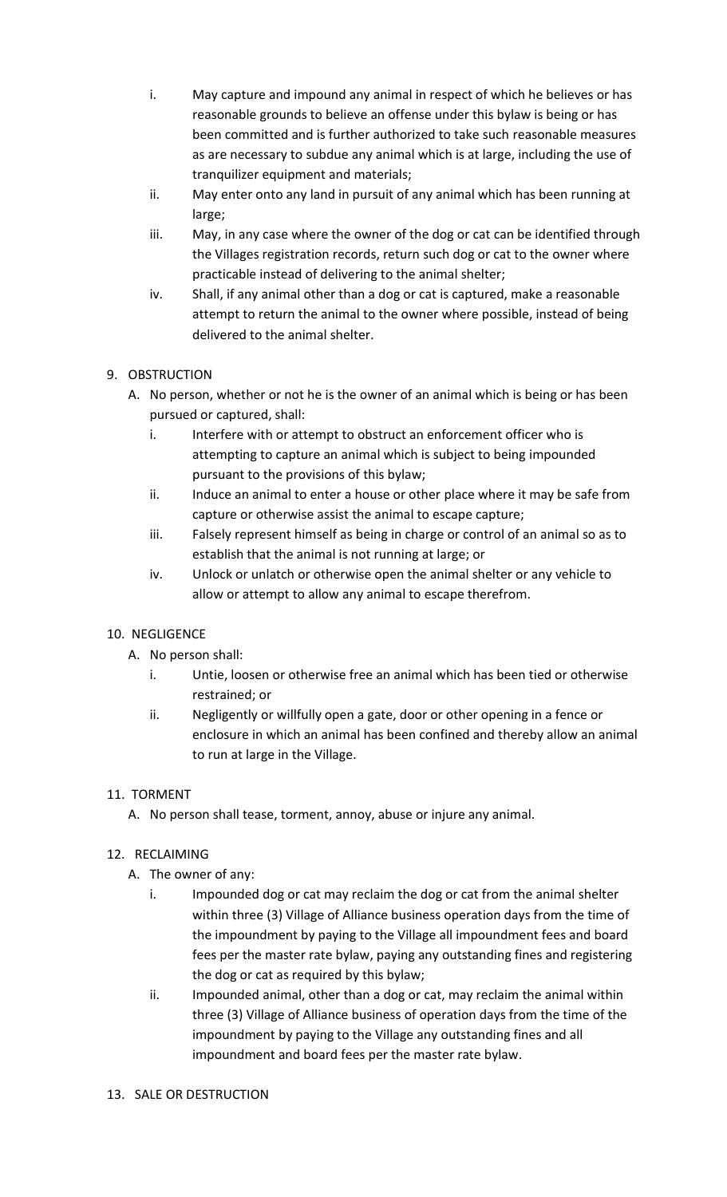i. May capture and impound any animal in respect of which he believes or has reasonable grounds to believe an offense under this bylaw is being or has been committed and is further authorized to take such reasonable measures as are necessary to subdue any animal which is at large, including the use of tranquilizer equipment and materials;

ii. May enter onto any land in pursuit of any animal which has been running at large;

iii. May, in any case where the owner of the dog or cat can be identified through the Villages registration records, return such dog or cat to the owner where practicable instead of delivering to the animal shelter;

iv. Shall, if any animal other than a dog or cat is captured, make a reasonable attempt to return the animal to the owner where possible, instead of being delivered to the animal shelter.

9. OBSTRUCTION

A. No person, whether or not he is the owner of an animal which is being or has been pursued or captured, shall:

i. Interfere with or attempt to obstruct an enforcement officer who is attempting to capture an animal which is subject to being impounded pursuant to the provisions of this bylaw;

ii. Induce an animal to enter a house or other place where it may be safe from capture or otherwise assist the animal to escape capture;

iii. Falsely represent himself as being in charge or control of an animal so as to establish that the animal is not running at large; or

iv. Unlock or unlatch or otherwise open the animal shelter or any vehicle to allow or attempt to allow any animal to escape therefrom.

10. NEGLIGENCE

A. No person shall:

i. Untie, loosen or otherwise free an animal which has been tied or otherwise restrained; or

ii. Negligently or willfully open a gate, door or other opening in a fence or enclosure in which an animal has been confined and thereby allow an animal to run at large in the Village.

11. TORMENT

A. No person shall tease, torment, annoy, abuse or injure any animal.

12. RECLAIMING

A. The owner of any:

i. Impounded dog or cat may reclaim the dog or cat from the animal shelter within three (3) Village of Alliance business operation days from the time of the impoundment by paying to the Village all impoundment fees and board fees per the master rate bylaw, paying any outstanding fines and registering the dog or cat as required by this bylaw;

ii. Impounded animal, other than a dog or cat, may reclaim the animal within three (3) Village of Alliance business of operation days from the time of the impoundment by paying to the Village any outstanding fines and all impoundment and board fees per the master rate bylaw.

13. SALE OR DESTRUCTION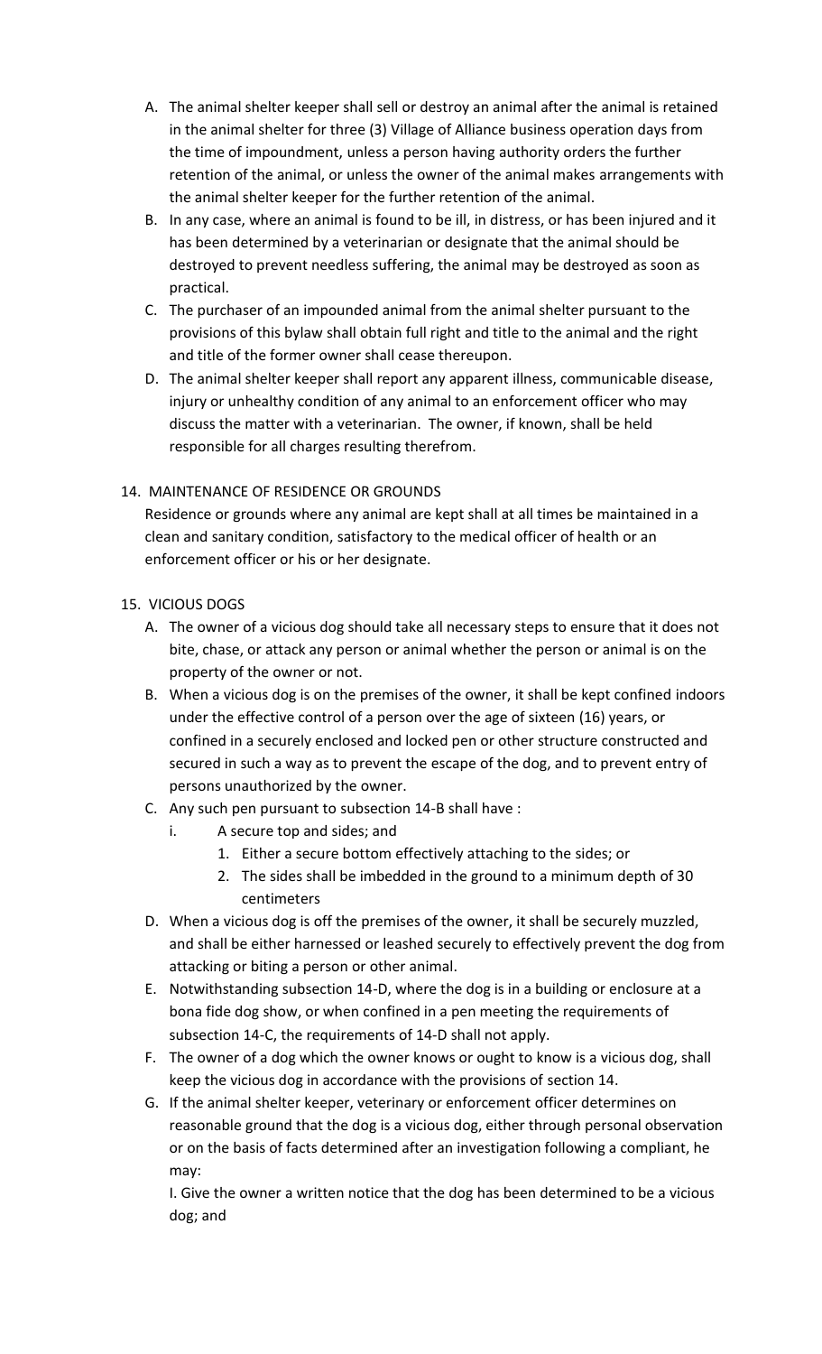A. The animal shelter keeper shall sell or destroy an animal after the animal is retained in the animal shelter for three (3) Village of Alliance business operation days from the time of impoundment, unless a person having authority orders the further retention of the animal, or unless the owner of the animal makes arrangements with the animal shelter keeper for the further retention of the animal.
B. In any case, where an animal is found to be ill, in distress, or has been injured and it has been determined by a veterinarian or designate that the animal should be destroyed to prevent needless suffering, the animal may be destroyed as soon as practical.
C. The purchaser of an impounded animal from the animal shelter pursuant to the provisions of this bylaw shall obtain full right and title to the animal and the right and title of the former owner shall cease thereupon.
D. The animal shelter keeper shall report any apparent illness, communicable disease, injury or unhealthy condition of any animal to an enforcement officer who may discuss the matter with a veterinarian. The owner, if known, shall be held responsible for all charges resulting therefrom.

14. MAINTENANCE OF RESIDENCE OR GROUNDS

Residence or grounds where any animal are kept shall at all times be maintained in a clean and sanitary condition, satisfactory to the medical officer of health or an enforcement officer or his or her designate.

15. VICIOUS DOGS

A. The owner of a vicious dog should take all necessary steps to ensure that it does not bite, chase, or attack any person or animal whether the person or animal is on the property of the owner or not.
B. When a vicious dog is on the premises of the owner, it shall be kept confined indoors under the effective control of a person over the age of sixteen (16) years, or confined in a securely enclosed and locked pen or other structure constructed and secured in such a way as to prevent the escape of the dog, and to prevent entry of persons unauthorized by the owner.
C. Any such pen pursuant to subsection 14-B shall have :
   i. A secure top and sides; and
      1. Either a secure bottom effectively attaching to the sides; or
      2. The sides shall be imbedded in the ground to a minimum depth of 30 centimeters
D. When a vicious dog is off the premises of the owner, it shall be securely muzzled, and shall be either harnessed or leashed securely to effectively prevent the dog from attacking or biting a person or other animal.
E. Notwithstanding subsection 14-D, where the dog is in a building or enclosure at a bona fide dog show, or when confined in a pen meeting the requirements of subsection 14-C, the requirements of 14-D shall not apply.
F. The owner of a dog which the owner knows or ought to know is a vicious dog, shall keep the vicious dog in accordance with the provisions of section 14.
G. If the animal shelter keeper, veterinary or enforcement officer determines on reasonable ground that the dog is a vicious dog, either through personal observation or on the basis of facts determined after an investigation following a compliant, he may:

   I. Give the owner a written notice that the dog has been determined to be a vicious dog; and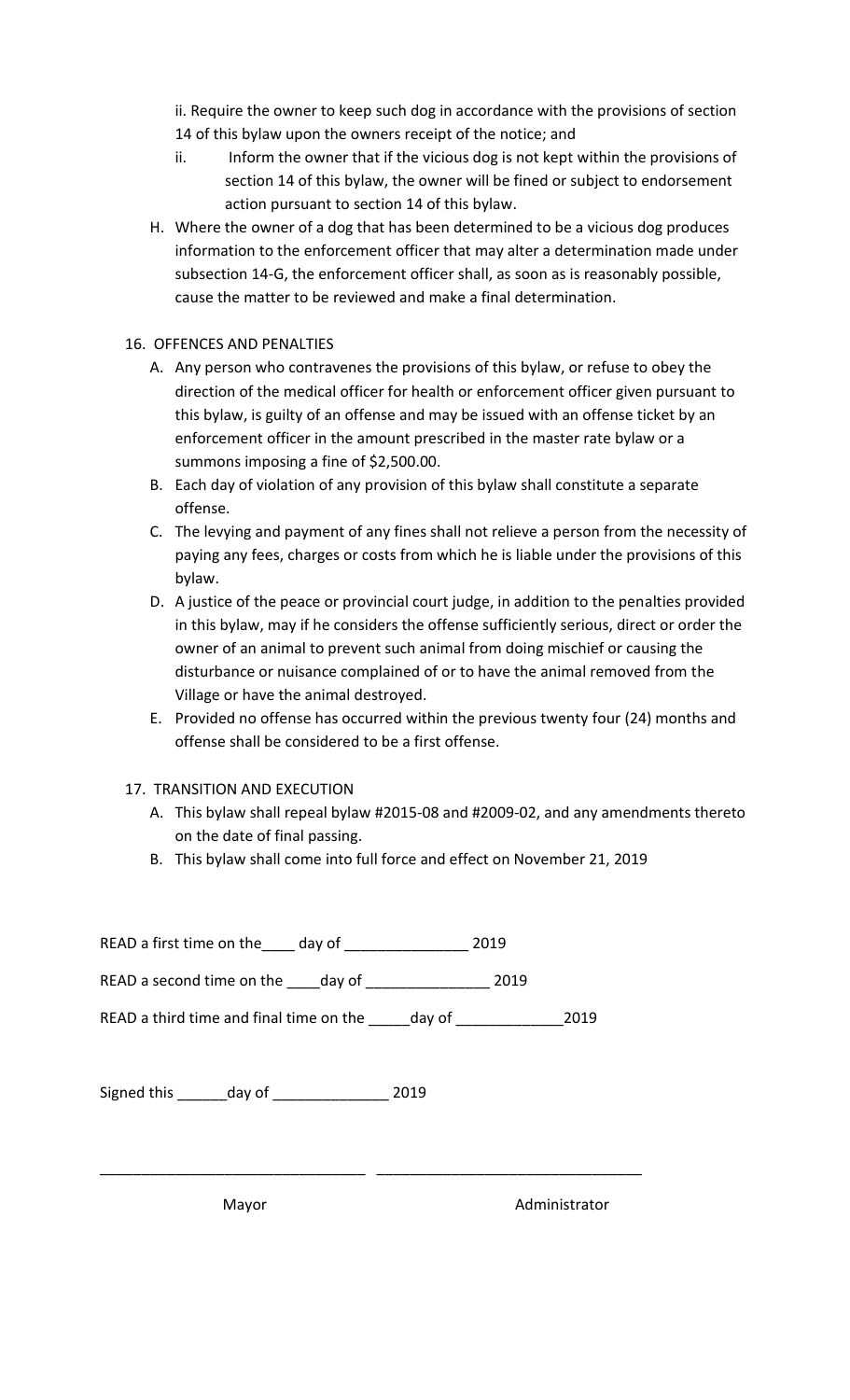ii. Require the owner to keep such dog in accordance with the provisions of section 14 of this bylaw upon the owners receipt of the notice; and

ii. Inform the owner that if the vicious dog is not kept within the provisions of section 14 of this bylaw, the owner will be fined or subject to endorsement action pursuant to section 14 of this bylaw.

H. Where the owner of a dog that has been determined to be a vicious dog produces information to the enforcement officer that may alter a determination made under subsection 14-G, the enforcement officer shall, as soon as is reasonably possible, cause the matter to be reviewed and make a final determination.

16. OFFENCES AND PENALTIES

A. Any person who contravenes the provisions of this bylaw, or refuse to obey the direction of the medical officer for health or enforcement officer given pursuant to this bylaw, is guilty of an offense and may be issued with an offense ticket by an enforcement officer in the amount prescribed in the master rate bylaw or a summons imposing a fine of $2,500.00.

B. Each day of violation of any provision of this bylaw shall constitute a separate offense.

C. The levying and payment of any fines shall not relieve a person from the necessity of paying any fees, charges or costs from which he is liable under the provisions of this bylaw.

D. A justice of the peace or provincial court judge, in addition to the penalties provided in this bylaw, may if he considers the offense sufficiently serious, direct or order the owner of an animal to prevent such animal from doing mischief or causing the disturbance or nuisance complained of or to have the animal removed from the Village or have the animal destroyed.

E. Provided no offense has occurred within the previous twenty four (24) months and offense shall be considered to be a first offense.

17. TRANSITION AND EXECUTION

A. This bylaw shall repeal bylaw #2015-08 and #2009-02, and any amendments thereto on the date of final passing.

B. This bylaw shall come into full force and effect on November 21, 2019

READ a first time on the____ day of _______________ 2019

READ a second time on the ____day of _______________ 2019

READ a third time and final time on the _____day of _____________2019

Signed this ______day of ______________ 2019

________________________________ ________________________________

Mayor Administrator